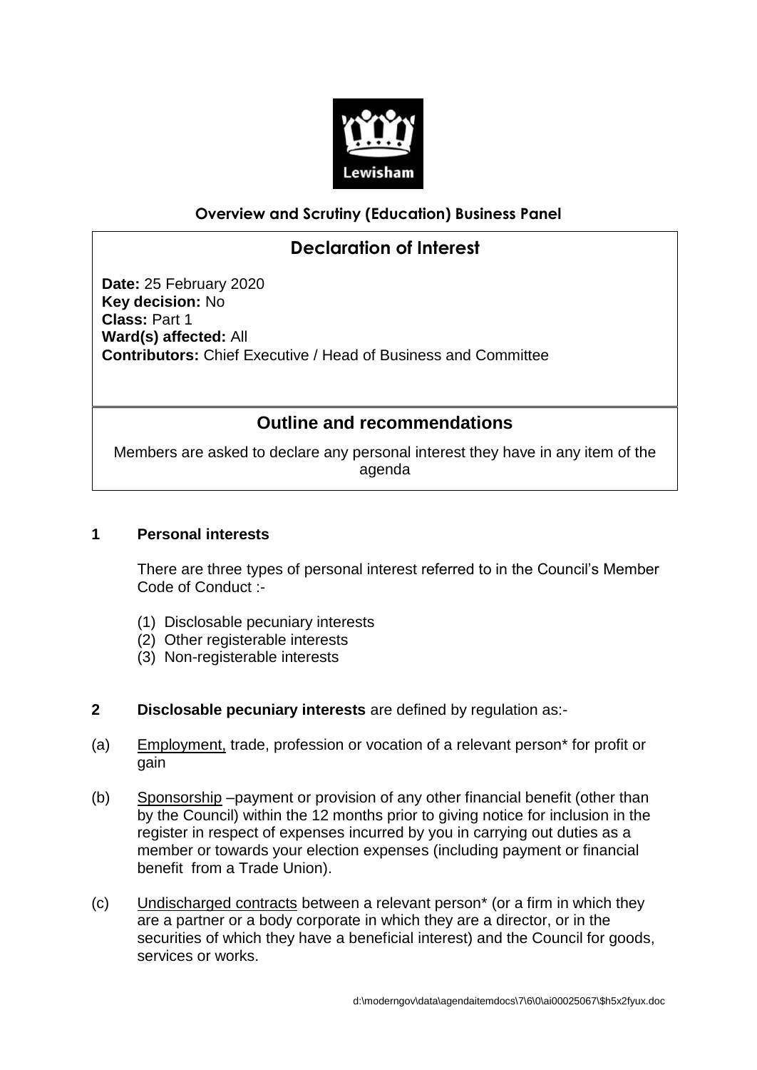Overview and Scrutiny (Education) Business Panel

# Declaration of Interest

**Date:** 25 February 2020
**Key decision:** No
**Class:** Part 1
**Ward(s) affected:** All
**Contributors:** Chief Executive / Head of Business and Committee

## Outline and recommendations

Members are asked to declare any personal interest they have in any item of the agenda

**1 Personal interests**

There are three types of personal interest referred to in the Council's Member Code of Conduct :-

(1) Disclosable pecuniary interests
(2) Other registerable interests
(3) Non-registerable interests

**2 Disclosable pecuniary interests** are defined by regulation as:-

(a) Employment, trade, profession or vocation of a relevant person* for profit or gain

(b) Sponsorship –payment or provision of any other financial benefit (other than by the Council) within the 12 months prior to giving notice for inclusion in the register in respect of expenses incurred by you in carrying out duties as a member or towards your election expenses (including payment or financial benefit from a Trade Union).

(c) Undischarged contracts between a relevant person* (or a firm in which they are a partner or a body corporate in which they are a director, or in the securities of which they have a beneficial interest) and the Council for goods, services or works.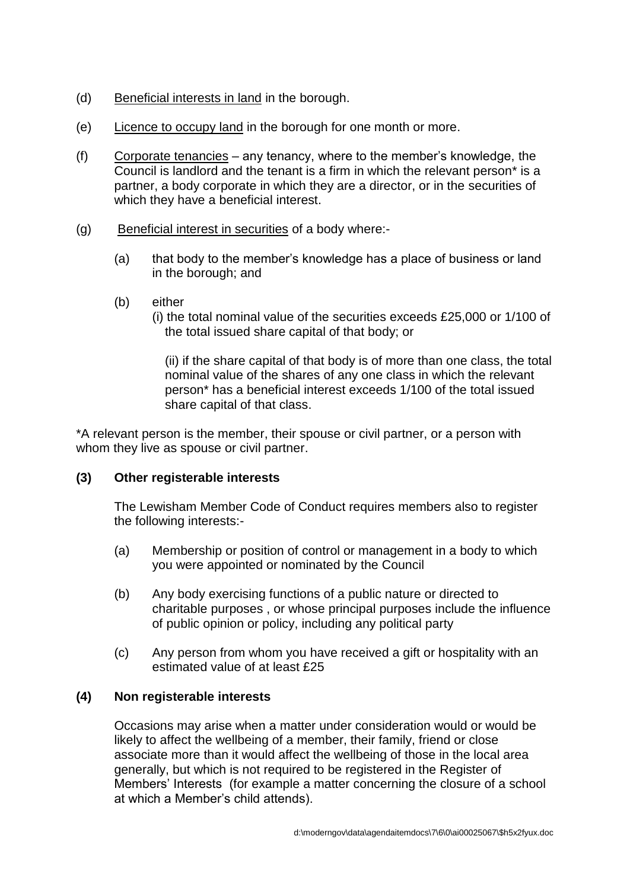(d) Beneficial interests in land in the borough.

(e) Licence to occupy land in the borough for one month or more.

(f) Corporate tenancies – any tenancy, where to the member's knowledge, the Council is landlord and the tenant is a firm in which the relevant person* is a partner, a body corporate in which they are a director, or in the securities of which they have a beneficial interest.

(g) Beneficial interest in securities of a body where:-

   (a) that body to the member's knowledge has a place of business or land in the borough; and

   (b) either
      (i) the total nominal value of the securities exceeds £25,000 or 1/100 of the total issued share capital of that body; or

      (ii) if the share capital of that body is of more than one class, the total nominal value of the shares of any one class in which the relevant person* has a beneficial interest exceeds 1/100 of the total issued share capital of that class.

*A relevant person is the member, their spouse or civil partner, or a person with whom they live as spouse or civil partner.

**(3) Other registerable interests**

The Lewisham Member Code of Conduct requires members also to register the following interests:-

(a) Membership or position of control or management in a body to which you were appointed or nominated by the Council

(b) Any body exercising functions of a public nature or directed to charitable purposes , or whose principal purposes include the influence of public opinion or policy, including any political party

(c) Any person from whom you have received a gift or hospitality with an estimated value of at least £25

**(4) Non registerable interests**

Occasions may arise when a matter under consideration would or would be likely to affect the wellbeing of a member, their family, friend or close associate more than it would affect the wellbeing of those in the local area generally, but which is not required to be registered in the Register of Members' Interests (for example a matter concerning the closure of a school at which a Member's child attends).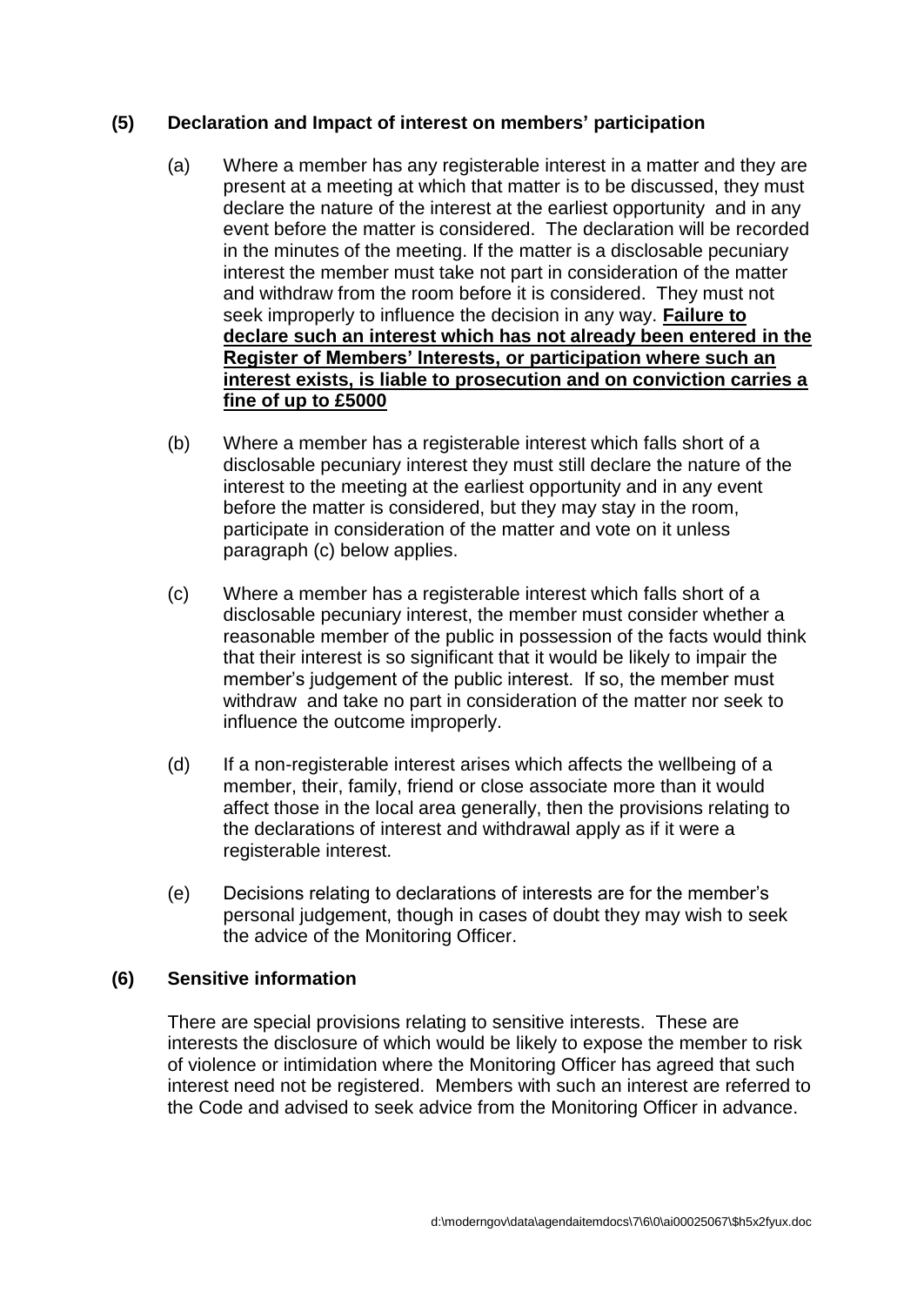## (5) Declaration and Impact of interest on members' participation

(a) Where a member has any registerable interest in a matter and they are present at a meeting at which that matter is to be discussed, they must declare the nature of the interest at the earliest opportunity and in any event before the matter is considered. The declaration will be recorded in the minutes of the meeting. If the matter is a disclosable pecuniary interest the member must take not part in consideration of the matter and withdraw from the room before it is considered. They must not seek improperly to influence the decision in any way. **<u>Failure to declare such an interest which has not already been entered in the Register of Members' Interests, or participation where such an interest exists, is liable to prosecution and on conviction carries a fine of up to £5000</u>**

(b) Where a member has a registerable interest which falls short of a disclosable pecuniary interest they must still declare the nature of the interest to the meeting at the earliest opportunity and in any event before the matter is considered, but they may stay in the room, participate in consideration of the matter and vote on it unless paragraph (c) below applies.

(c) Where a member has a registerable interest which falls short of a disclosable pecuniary interest, the member must consider whether a reasonable member of the public in possession of the facts would think that their interest is so significant that it would be likely to impair the member's judgement of the public interest. If so, the member must withdraw and take no part in consideration of the matter nor seek to influence the outcome improperly.

(d) If a non-registerable interest arises which affects the wellbeing of a member, their, family, friend or close associate more than it would affect those in the local area generally, then the provisions relating to the declarations of interest and withdrawal apply as if it were a registerable interest.

(e) Decisions relating to declarations of interests are for the member's personal judgement, though in cases of doubt they may wish to seek the advice of the Monitoring Officer.

## (6) Sensitive information

There are special provisions relating to sensitive interests. These are interests the disclosure of which would be likely to expose the member to risk of violence or intimidation where the Monitoring Officer has agreed that such interest need not be registered. Members with such an interest are referred to the Code and advised to seek advice from the Monitoring Officer in advance.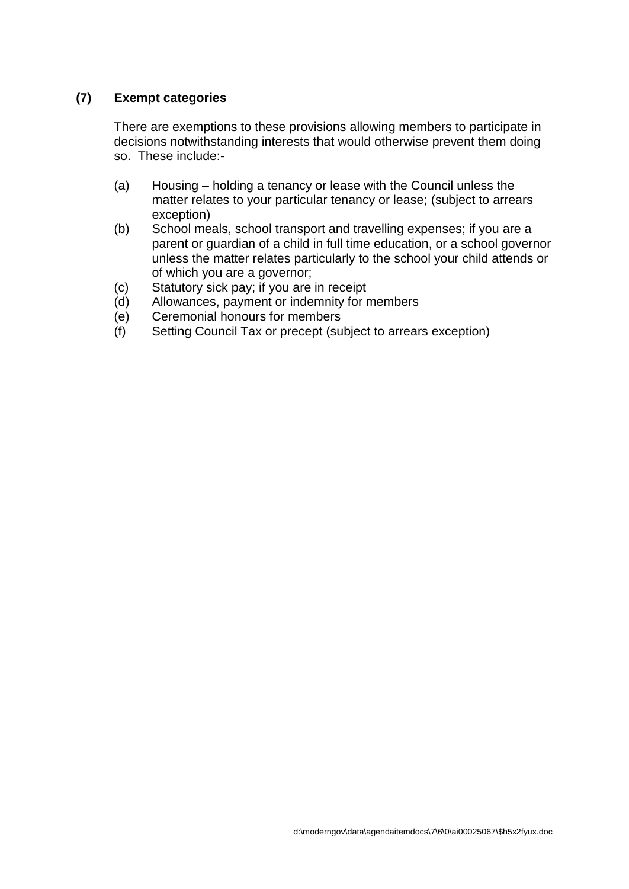### (7) Exempt categories

There are exemptions to these provisions allowing members to participate in decisions notwithstanding interests that would otherwise prevent them doing so. These include:-

(a) Housing – holding a tenancy or lease with the Council unless the matter relates to your particular tenancy or lease; (subject to arrears exception)

(b) School meals, school transport and travelling expenses; if you are a parent or guardian of a child in full time education, or a school governor unless the matter relates particularly to the school your child attends or of which you are a governor;

(c) Statutory sick pay; if you are in receipt

(d) Allowances, payment or indemnity for members

(e) Ceremonial honours for members

(f) Setting Council Tax or precept (subject to arrears exception)